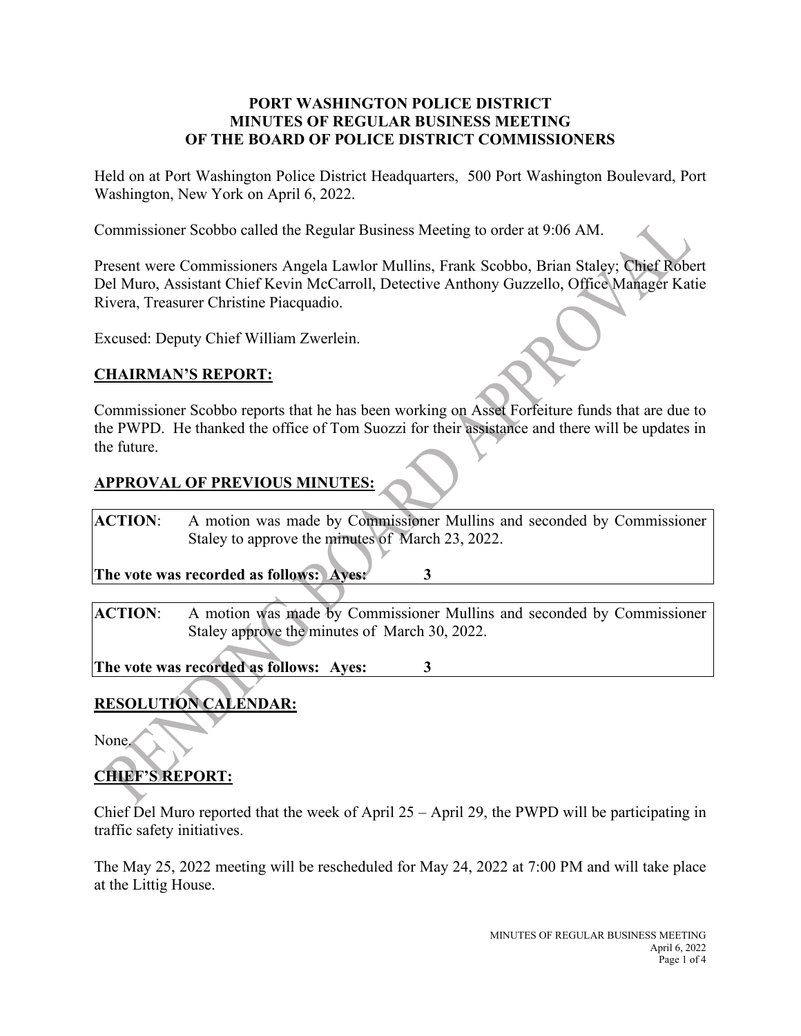# PORT WASHINGTON POLICE DISTRICT
# MINUTES OF REGULAR BUSINESS MEETING
# OF THE BOARD OF POLICE DISTRICT COMMISSIONERS

Held on at Port Washington Police District Headquarters, 500 Port Washington Boulevard, Port Washington, New York on April 6, 2022.

Commissioner Scobbo called the Regular Business Meeting to order at 9:06 AM.

Present were Commissioners Angela Lawlor Mullins, Frank Scobbo, Brian Staley; Chief Robert Del Muro, Assistant Chief Kevin McCarroll, Detective Anthony Guzzello, Office Manager Katie Rivera, Treasurer Christine Piacquadio.

Excused: Deputy Chief William Zwerlein.

## CHAIRMAN'S REPORT:

Commissioner Scobbo reports that he has been working on Asset Forfeiture funds that are due to the PWPD. He thanked the office of Tom Suozzi for their assistance and there will be updates in the future.

## APPROVAL OF PREVIOUS MINUTES:

**ACTION**: A motion was made by Commissioner Mullins and seconded by Commissioner Staley to approve the minutes of March 23, 2022.

**The vote was recorded as follows: Ayes: 3**

**ACTION**: A motion was made by Commissioner Mullins and seconded by Commissioner Staley approve the minutes of March 30, 2022.

**The vote was recorded as follows: Ayes: 3**

## RESOLUTION CALENDAR:

None.

## CHIEF'S REPORT:

Chief Del Muro reported that the week of April 25 – April 29, the PWPD will be participating in traffic safety initiatives.

The May 25, 2022 meeting will be rescheduled for May 24, 2022 at 7:00 PM and will take place at the Littig House.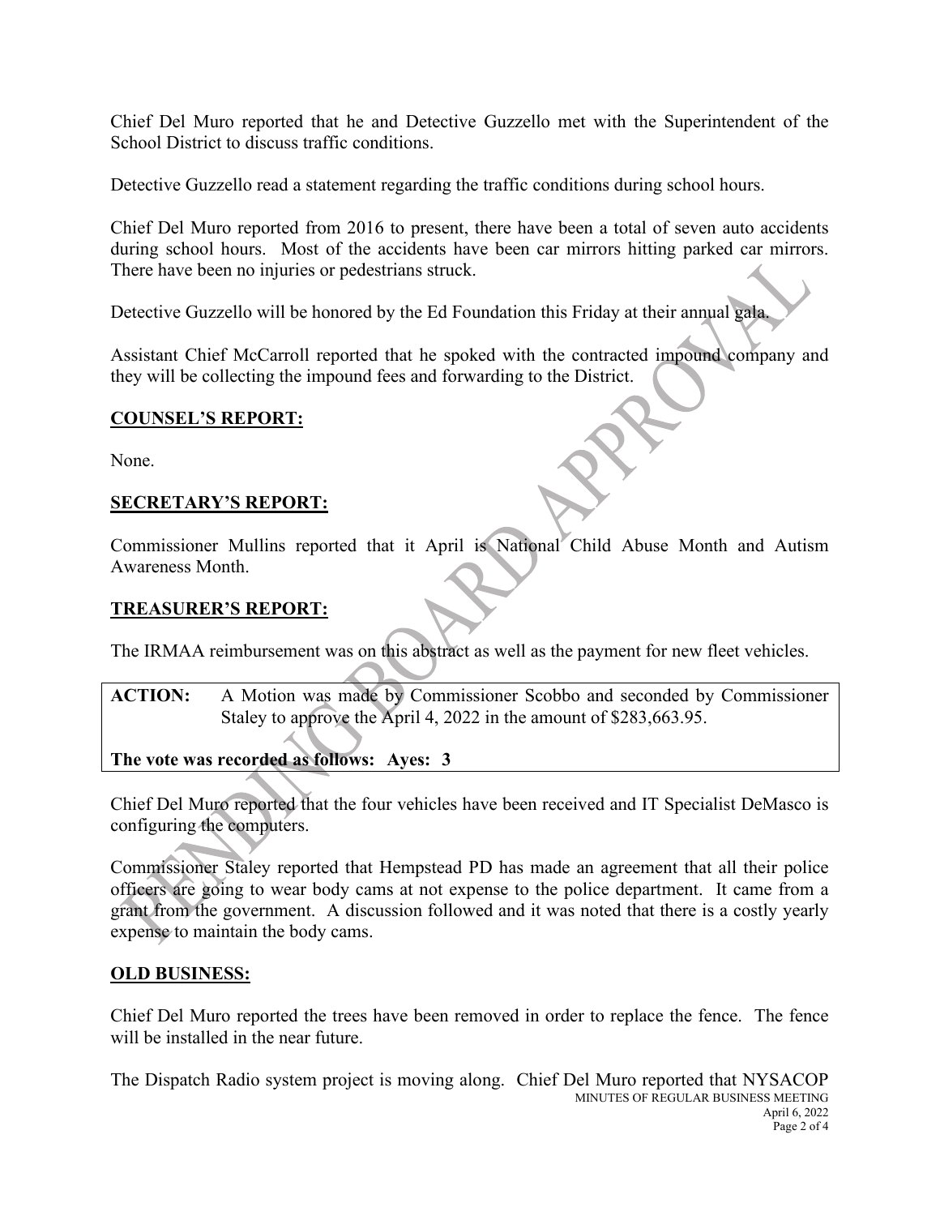Chief Del Muro reported that he and Detective Guzzello met with the Superintendent of the School District to discuss traffic conditions.

Detective Guzzello read a statement regarding the traffic conditions during school hours.

Chief Del Muro reported from 2016 to present, there have been a total of seven auto accidents during school hours. Most of the accidents have been car mirrors hitting parked car mirrors. There have been no injuries or pedestrians struck.

Detective Guzzello will be honored by the Ed Foundation this Friday at their annual gala.

Assistant Chief McCarroll reported that he spoked with the contracted impound company and they will be collecting the impound fees and forwarding to the District.

## COUNSEL'S REPORT:

None.

## SECRETARY'S REPORT:

Commissioner Mullins reported that it April is National Child Abuse Month and Autism Awareness Month.

## TREASURER'S REPORT:

The IRMAA reimbursement was on this abstract as well as the payment for new fleet vehicles.

**ACTION:** A Motion was made by Commissioner Scobbo and seconded by Commissioner Staley to approve the April 4, 2022 in the amount of $283,663.95.

**The vote was recorded as follows: Ayes: 3**

Chief Del Muro reported that the four vehicles have been received and IT Specialist DeMasco is configuring the computers.

Commissioner Staley reported that Hempstead PD has made an agreement that all their police officers are going to wear body cams at not expense to the police department. It came from a grant from the government. A discussion followed and it was noted that there is a costly yearly expense to maintain the body cams.

## OLD BUSINESS:

Chief Del Muro reported the trees have been removed in order to replace the fence. The fence will be installed in the near future.

The Dispatch Radio system project is moving along. Chief Del Muro reported that NYSACOP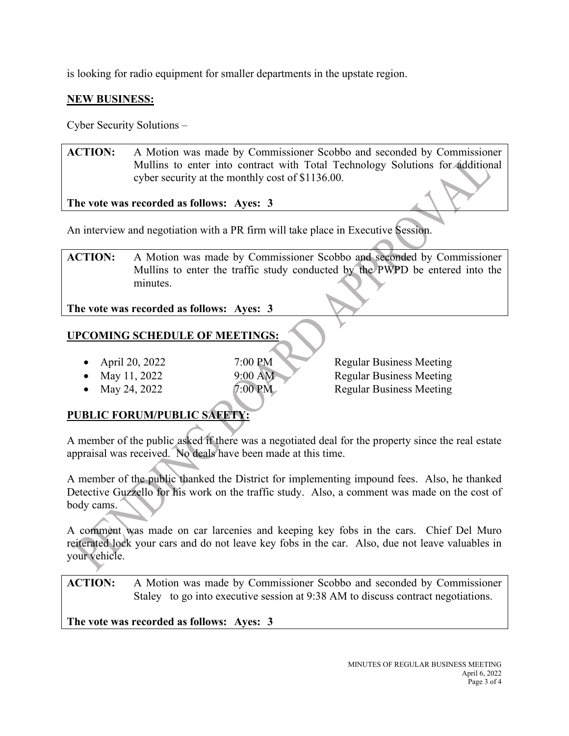is looking for radio equipment for smaller departments in the upstate region.

## NEW BUSINESS:

Cyber Security Solutions –

**ACTION:** A Motion was made by Commissioner Scobbo and seconded by Commissioner Mullins to enter into contract with Total Technology Solutions for additional cyber security at the monthly cost of $1136.00.

**The vote was recorded as follows: Ayes: 3**

An interview and negotiation with a PR firm will take place in Executive Session.

**ACTION:** A Motion was made by Commissioner Scobbo and seconded by Commissioner Mullins to enter the traffic study conducted by the PWPD be entered into the minutes.

**The vote was recorded as follows: Ayes: 3**

## UPCOMING SCHEDULE OF MEETINGS:

- April 20, 2022 — 7:00 PM — Regular Business Meeting
- May 11, 2022 — 9:00 AM — Regular Business Meeting
- May 24, 2022 — 7:00 PM — Regular Business Meeting

## PUBLIC FORUM/PUBLIC SAFETY:

A member of the public asked if there was a negotiated deal for the property since the real estate appraisal was received. No deals have been made at this time.

A member of the public thanked the District for implementing impound fees. Also, he thanked Detective Guzzello for his work on the traffic study. Also, a comment was made on the cost of body cams.

A comment was made on car larcenies and keeping key fobs in the cars. Chief Del Muro reiterated lock your cars and do not leave key fobs in the car. Also, due not leave valuables in your vehicle.

**ACTION:** A Motion was made by Commissioner Scobbo and seconded by Commissioner Staley to go into executive session at 9:38 AM to discuss contract negotiations.

**The vote was recorded as follows: Ayes: 3**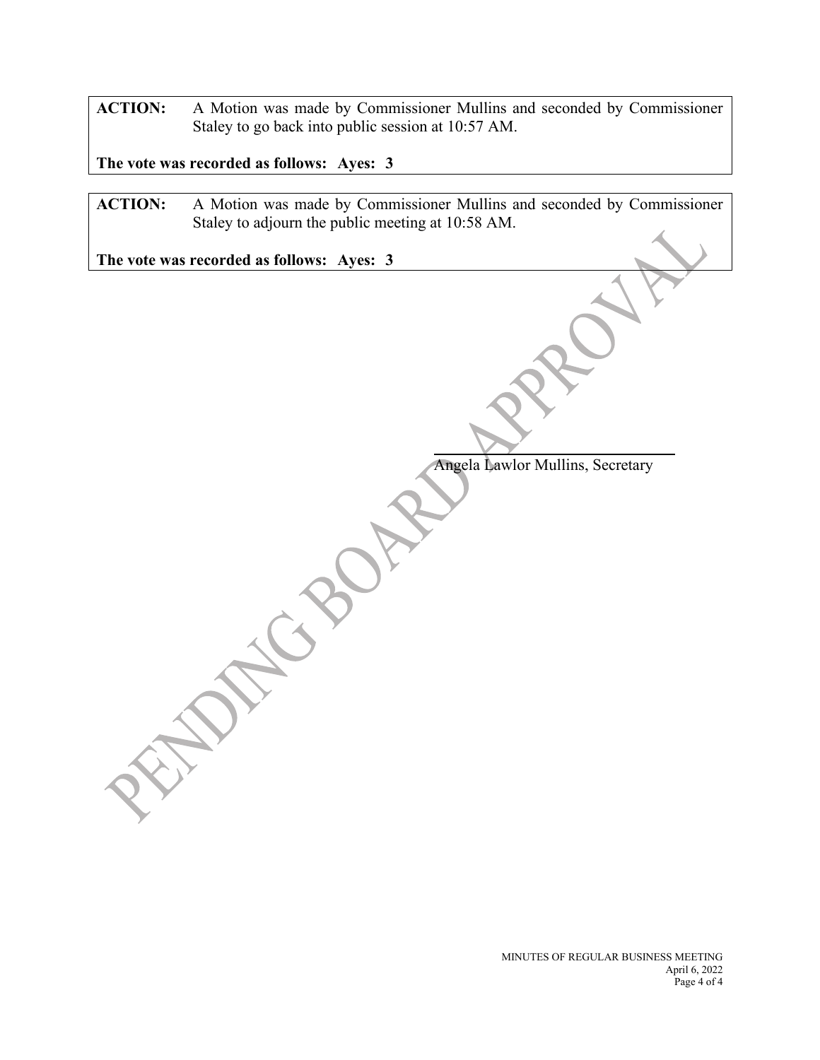**ACTION:** A Motion was made by Commissioner Mullins and seconded by Commissioner Staley to go back into public session at 10:57 AM.

**The vote was recorded as follows: Ayes: 3**

**ACTION:** A Motion was made by Commissioner Mullins and seconded by Commissioner Staley to adjourn the public meeting at 10:58 AM.

**The vote was recorded as follows: Ayes: 3**

PENDING BOARD APPROVAL

\_\_\_\_\_\_\_\_\_\_\_\_\_\_\_\_\_\_\_\_\_\_\_\_\_\_\_\_\_\_\_\_\_\_\_\_

Angela Lawlor Mullins, Secretary

MINUTES OF REGULAR BUSINESS MEETING
April 6, 2022